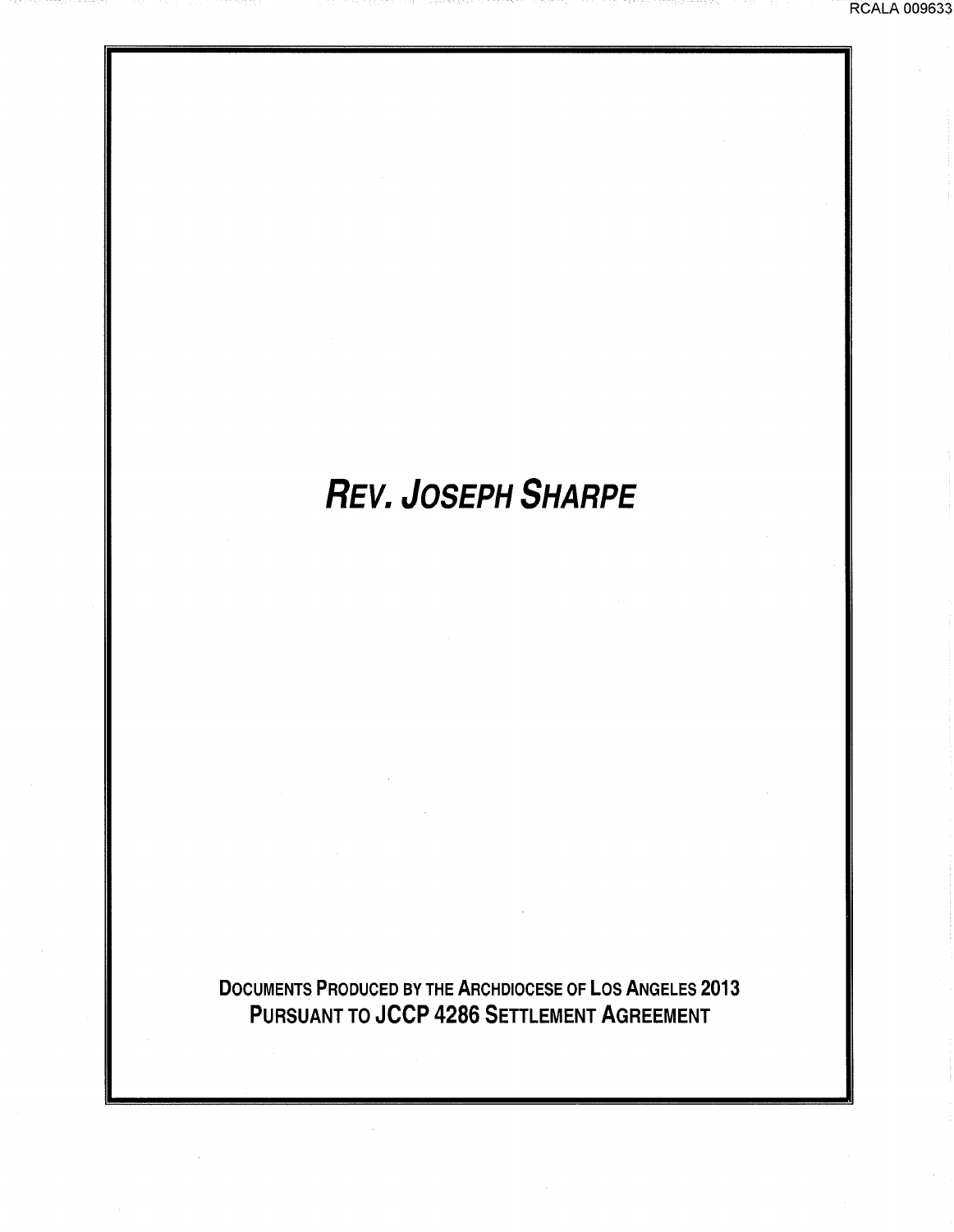# *REV. JOSEPH SHARPE*

**DOCUMENTS PRODUCED BY THE ARCHDIOCESE OF LOS ANGELES 2013**
**PURSUANT TO JCCP 4286 SETTLEMENT AGREEMENT**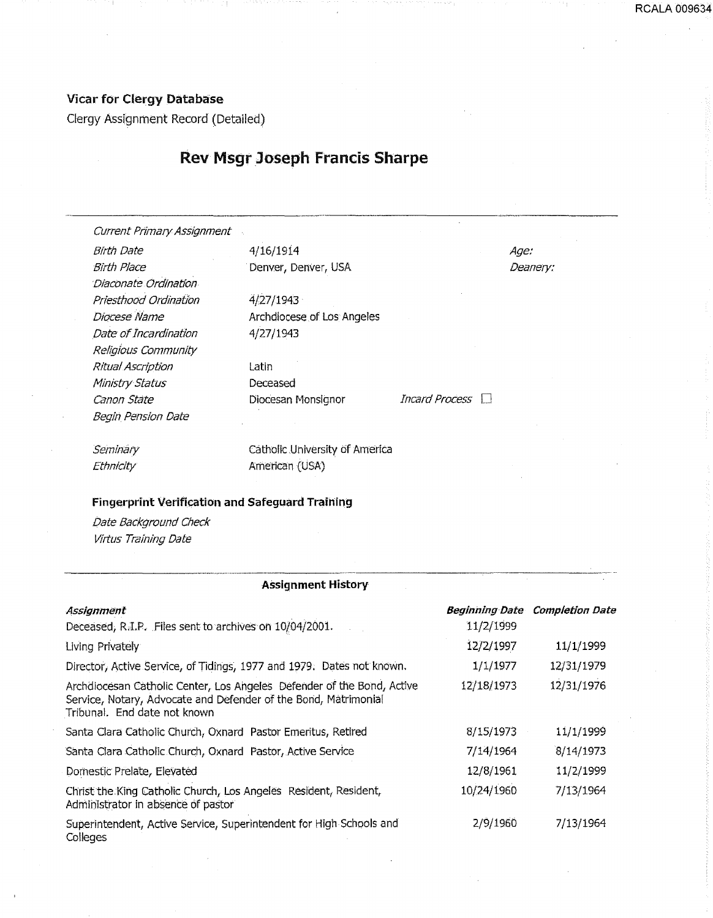**Vicar for Clergy Database**

Clergy Assignment Record (Detailed)

## Rev Msgr Joseph Francis Sharpe

| | | | |
|---|---|---|---|
| *Current Primary Assignment* | | | |
| *Birth Date* | 4/16/1914 | *Age:* | |
| *Birth Place* | Denver, Denver, USA | *Deanery:* | |
| *Diaconate Ordination* | | | |
| *Priesthood Ordination* | 4/27/1943 | | |
| *Diocese Name* | Archdiocese of Los Angeles | | |
| *Date of Incardination* | 4/27/1943 | | |
| *Religious Community* | | | |
| *Ritual Ascription* | Latin | | |
| *Ministry Status* | Deceased | | |
| *Canon State* | Diocesan Monsignor | *Incard Process* | ☐ |
| *Begin Pension Date* | | | |
| *Seminary* | Catholic University of America | | |
| *Ethnicity* | American (USA) | | |

**Fingerprint Verification and Safeguard Training**

*Date Background Check*

*Virtus Training Date*

**Assignment History**

| *Assignment* | *Beginning Date* | *Completion Date* |
|---|---|---|
| Deceased, R.I.P. Files sent to archives on 10/04/2001. | 11/2/1999 | |
| Living Privately | 12/2/1997 | 11/1/1999 |
| Director, Active Service, of Tidings, 1977 and 1979. Dates not known. | 1/1/1977 | 12/31/1979 |
| Archdiocesan Catholic Center, Los Angeles Defender of the Bond, Active Service, Notary, Advocate and Defender of the Bond, Matrimonial Tribunal. End date not known | 12/18/1973 | 12/31/1976 |
| Santa Clara Catholic Church, Oxnard Pastor Emeritus, Retired | 8/15/1973 | 11/1/1999 |
| Santa Clara Catholic Church, Oxnard Pastor, Active Service | 7/14/1964 | 8/14/1973 |
| Domestic Prelate, Elevated | 12/8/1961 | 11/2/1999 |
| Christ the King Catholic Church, Los Angeles Resident, Resident, Administrator in absence of pastor | 10/24/1960 | 7/13/1964 |
| Superintendent, Active Service, Superintendent for High Schools and Colleges | 2/9/1960 | 7/13/1964 |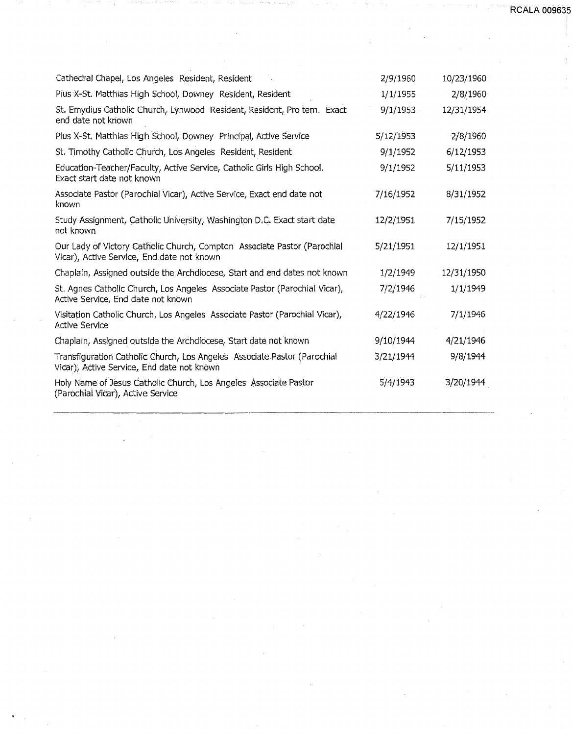| | | |
|---|---|---|
| Cathedral Chapel, Los Angeles Resident, Resident | 2/9/1960 | 10/23/1960 |
| Pius X-St. Matthias High School, Downey Resident, Resident | 1/1/1955 | 2/8/1960 |
| St. Emydius Catholic Church, Lynwood Resident, Resident, Pro tem. Exact end date not known | 9/1/1953 | 12/31/1954 |
| Pius X-St. Matthias High School, Downey Principal, Active Service | 5/12/1953 | 2/8/1960 |
| St. Timothy Catholic Church, Los Angeles Resident, Resident | 9/1/1952 | 6/12/1953 |
| Education-Teacher/Faculty, Active Service, Catholic Girls High School. Exact start date not known | 9/1/1952 | 5/11/1953 |
| Associate Pastor (Parochial Vicar), Active Service, Exact end date not known | 7/16/1952 | 8/31/1952 |
| Study Assignment, Catholic University, Washington D.C. Exact start date not known | 12/2/1951 | 7/15/1952 |
| Our Lady of Victory Catholic Church, Compton Associate Pastor (Parochial Vicar), Active Service, End date not known | 5/21/1951 | 12/1/1951 |
| Chaplain, Assigned outside the Archdiocese, Start and end dates not known | 1/2/1949 | 12/31/1950 |
| St. Agnes Catholic Church, Los Angeles Associate Pastor (Parochial Vicar), Active Service, End date not known | 7/2/1946 | 1/1/1949 |
| Visitation Catholic Church, Los Angeles Associate Pastor (Parochial Vicar), Active Service | 4/22/1946 | 7/1/1946 |
| Chaplain, Assigned outside the Archdiocese, Start date not known | 9/10/1944 | 4/21/1946 |
| Transfiguration Catholic Church, Los Angeles Associate Pastor (Parochial Vicar), Active Service, End date not known | 3/21/1944 | 9/8/1944 |
| Holy Name of Jesus Catholic Church, Los Angeles Associate Pastor (Parochial Vicar), Active Service | 5/4/1943 | 3/20/1944 |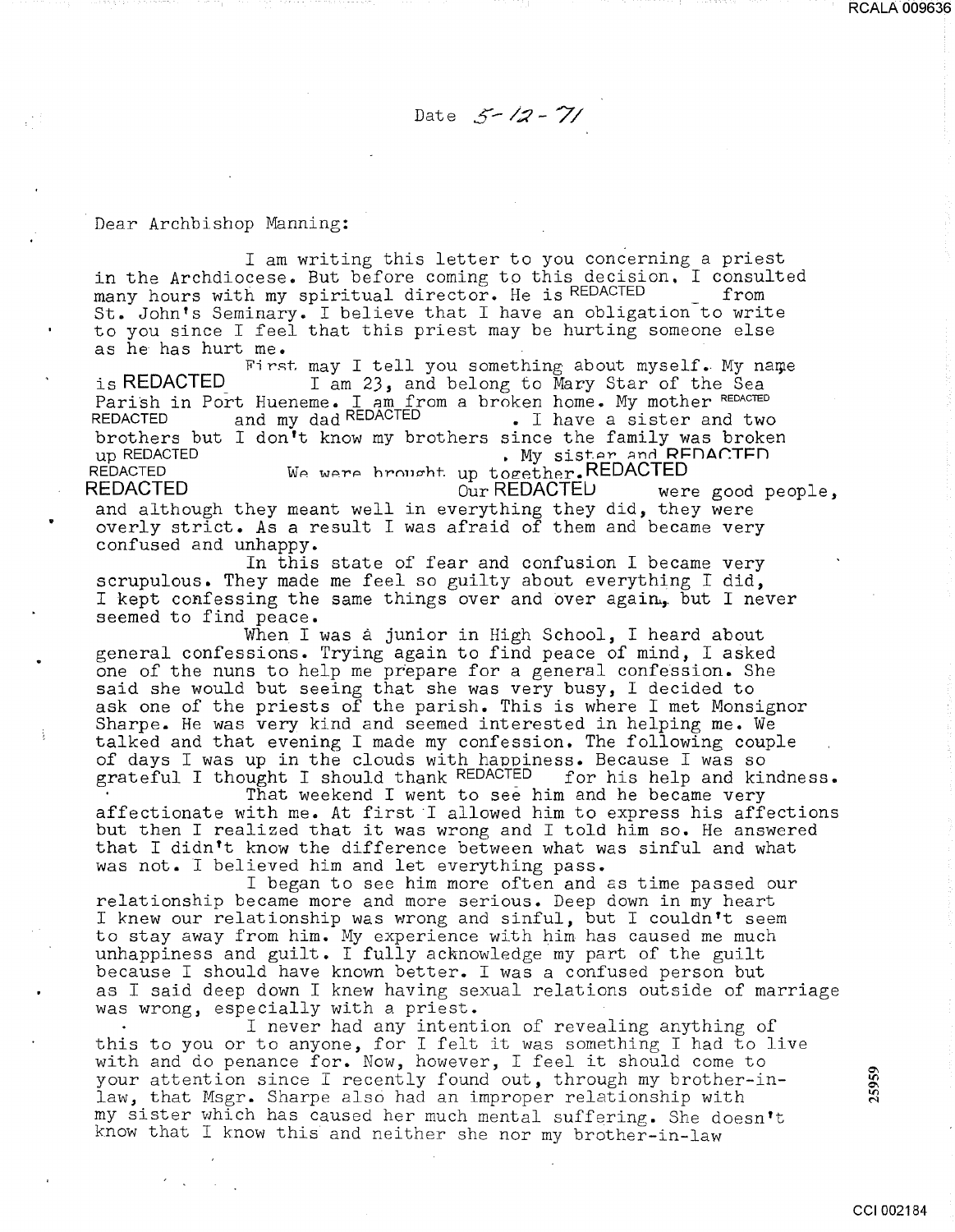Date *5-12-71*

Dear Archbishop Manning:

I am writing this letter to you concerning a priest in the Archdiocese. But before coming to this decision, I consulted many hours with my spiritual director. He is REDACTED from St. John's Seminary. I believe that I have an obligation to write to you since I feel that this priest may be hurting someone else as he has hurt me.

First may I tell you something about myself. My name is REDACTED I am 23, and belong to Mary Star of the Sea Parish in Port Hueneme. I am from a broken home. My mother REDACTED REDACTED and my dad REDACTED . I have a sister and two brothers but I don't know my brothers since the family was broken up REDACTED . My sister and REDACTED REDACTED We were brought up together. REDACTED REDACTED Our REDACTED were good people, and although they meant well in everything they did, they were overly strict. As a result I was afraid of them and became very confused and unhappy.

In this state of fear and confusion I became very scrupulous. They made me feel so guilty about everything I did, I kept confessing the same things over and over again, but I never seemed to find peace.

When I was a junior in High School, I heard about general confessions. Trying again to find peace of mind, I asked one of the nuns to help me prepare for a general confession. She said she would but seeing that she was very busy, I decided to ask one of the priests of the parish. This is where I met Monsignor Sharpe. He was very kind and seemed interested in helping me. We talked and that evening I made my confession. The following couple of days I was up in the clouds with happiness. Because I was so grateful I thought I should thank REDACTED for his help and kindness.

That weekend I went to see him and he became very affectionate with me. At first I allowed him to express his affections but then I realized that it was wrong and I told him so. He answered that I didn't know the difference between what was sinful and what was not. I believed him and let everything pass.

I began to see him more often and as time passed our relationship became more and more serious. Deep down in my heart I knew our relationship was wrong and sinful, but I couldn't seem to stay away from him. My experience with him has caused me much unhappiness and guilt. I fully acknowledge my part of the guilt because I should have known better. I was a confused person but as I said deep down I knew having sexual relations outside of marriage was wrong, especially with a priest.

I never had any intention of revealing anything of this to you or to anyone, for I felt it was something I had to live with and do penance for. Now, however, I feel it should come to your attention since I recently found out, through my brother-in-law, that Msgr. Sharpe also had an improper relationship with my sister which has caused her much mental suffering. She doesn't know that I know this and neither she nor my brother-in-law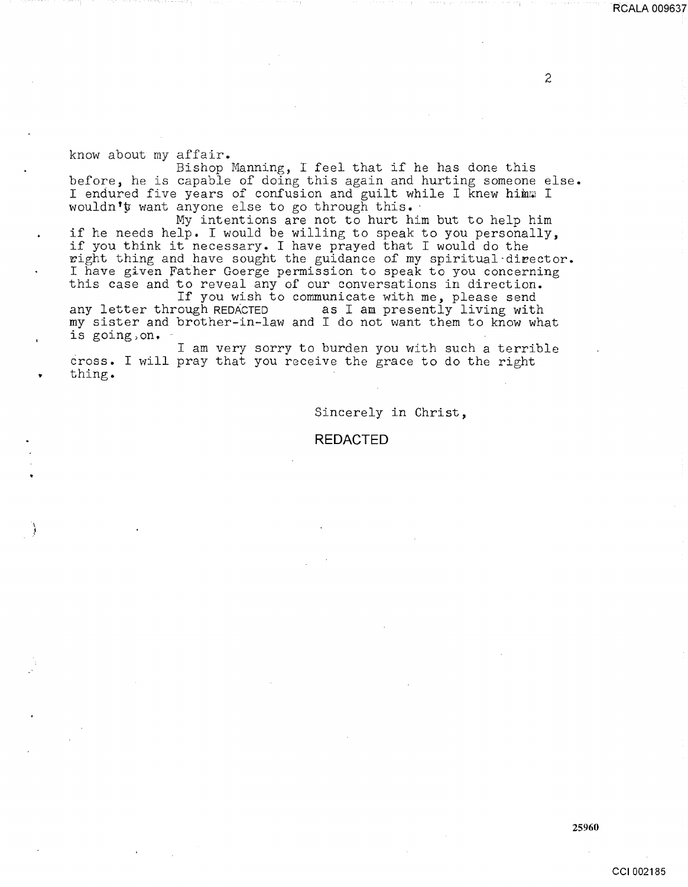know about my affair.

Bishop Manning, I feel that if he has done this before, he is capable of doing this again and hurting someone else. I endured five years of confusion and guilt while I knew him. I wouldn't want anyone else to go through this.

My intentions are not to hurt him but to help him if he needs help. I would be willing to speak to you personally, if you think it necessary. I have prayed that I would do the right thing and have sought the guidance of my spiritual director. I have given Father Goerge permission to speak to you concerning this case and to reveal any of our conversations in direction.

If you wish to communicate with me, please send any letter through REDACTED as I am presently living with my sister and brother-in-law and I do not want them to know what is going on.

I am very sorry to burden you with such a terrible cross. I will pray that you receive the grace to do the right thing.

Sincerely in Christ,

REDACTED

25960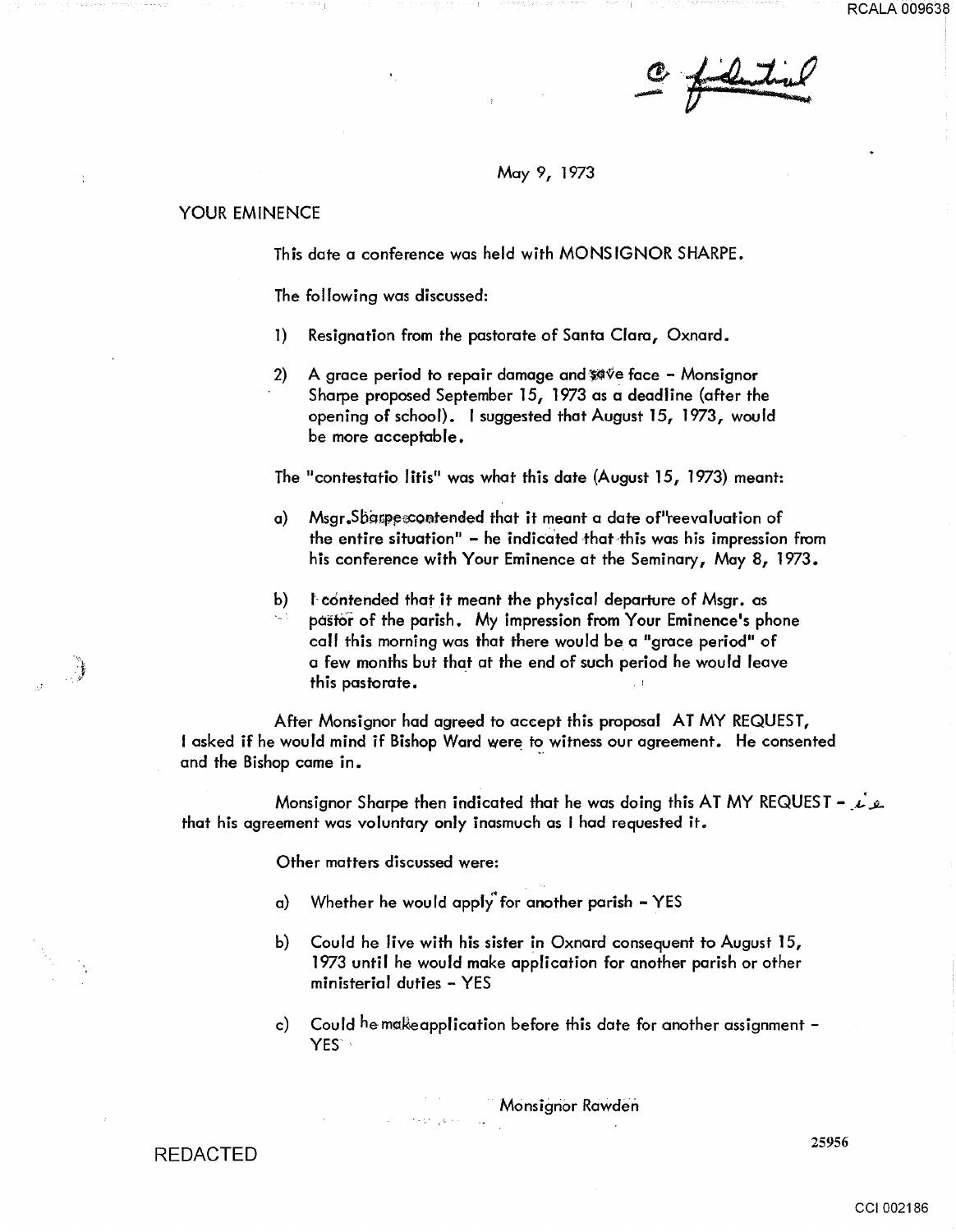Confidential

May 9, 1973

YOUR EMINENCE

This date a conference was held with MONSIGNOR SHARPE.

The following was discussed:

1) Resignation from the pastorate of Santa Clara, Oxnard.

2) A grace period to repair damage and save face – Monsignor Sharpe proposed September 15, 1973 as a deadline (after the opening of school). I suggested that August 15, 1973, would be more acceptable.

The "contestatio litis" was what this date (August 15, 1973) meant:

a) Msgr. Sharpe contended that it meant a date of "reevaluation of the entire situation" – he indicated that this was his impression from his conference with Your Eminence at the Seminary, May 8, 1973.

b) I contended that it meant the physical departure of Msgr. as pastor of the parish. My impression from Your Eminence's phone call this morning was that there would be a "grace period" of a few months but that at the end of such period he would leave this pastorate.

After Monsignor had agreed to accept this proposal AT MY REQUEST, I asked if he would mind if Bishop Ward were to witness our agreement. He consented and the Bishop came in.

Monsignor Sharpe then indicated that he was doing this AT MY REQUEST – i.e. that his agreement was voluntary only inasmuch as I had requested it.

Other matters discussed were:

a) Whether he would apply for another parish – YES

b) Could he live with his sister in Oxnard consequent to August 15, 1973 until he would make application for another parish or other ministerial duties – YES

c) Could he make application before this date for another assignment – YES

Monsignor Rawden

REDACTED

25956